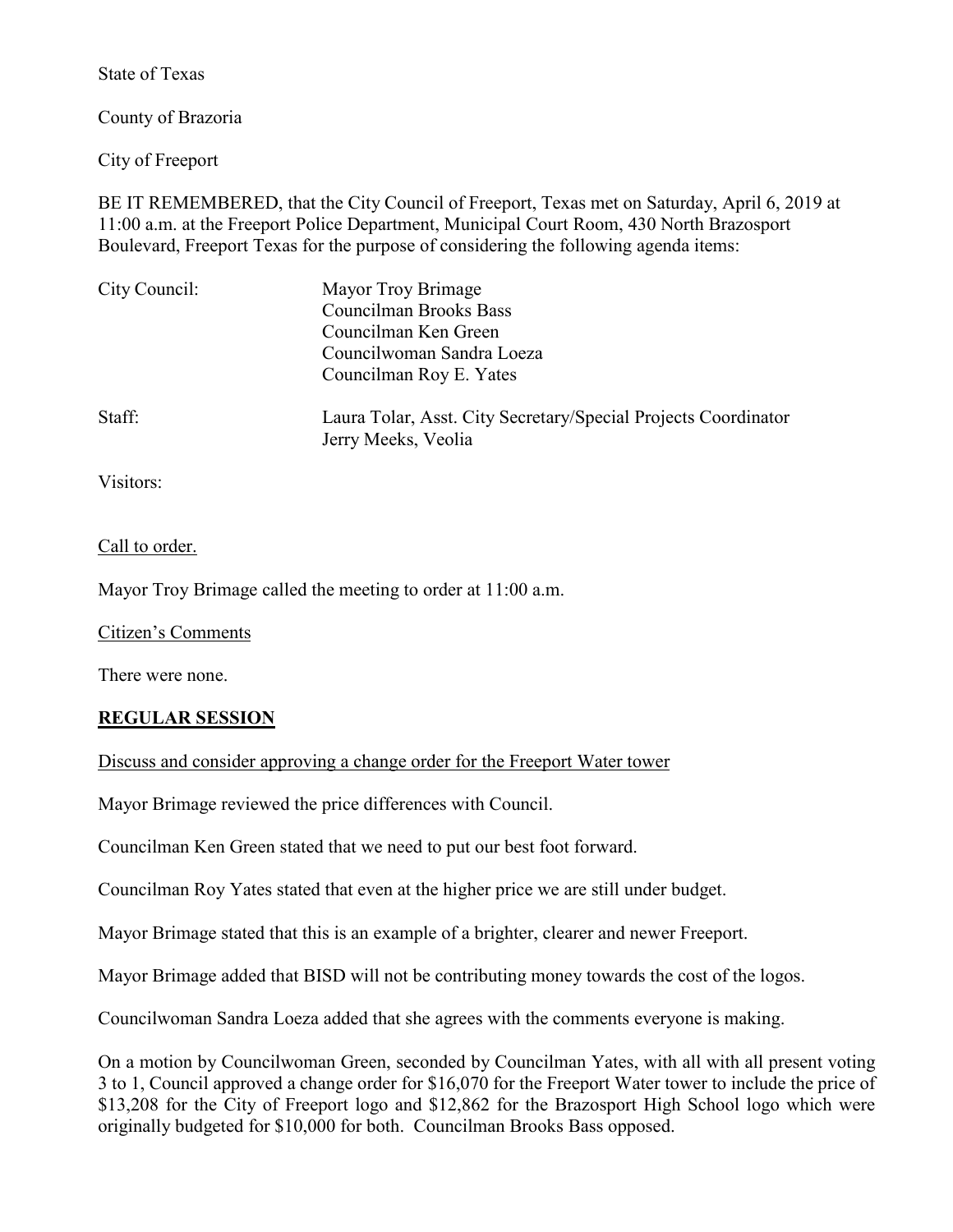State of Texas

County of Brazoria

City of Freeport

BE IT REMEMBERED, that the City Council of Freeport, Texas met on Saturday, April 6, 2019 at 11:00 a.m. at the Freeport Police Department, Municipal Court Room, 430 North Brazosport Boulevard, Freeport Texas for the purpose of considering the following agenda items:

City Council: Mayor Troy Brimage
Councilman Brooks Bass
Councilman Ken Green
Councilwoman Sandra Loeza
Councilman Roy E. Yates

Staff: Laura Tolar, Asst. City Secretary/Special Projects Coordinator
Jerry Meeks, Veolia

Visitors:

Call to order.

Mayor Troy Brimage called the meeting to order at 11:00 a.m.

Citizen's Comments

There were none.

**REGULAR SESSION**

Discuss and consider approving a change order for the Freeport Water tower

Mayor Brimage reviewed the price differences with Council.

Councilman Ken Green stated that we need to put our best foot forward.

Councilman Roy Yates stated that even at the higher price we are still under budget.

Mayor Brimage stated that this is an example of a brighter, clearer and newer Freeport.

Mayor Brimage added that BISD will not be contributing money towards the cost of the logos.

Councilwoman Sandra Loeza added that she agrees with the comments everyone is making.

On a motion by Councilwoman Green, seconded by Councilman Yates, with all with all present voting 3 to 1, Council approved a change order for $16,070 for the Freeport Water tower to include the price of $13,208 for the City of Freeport logo and $12,862 for the Brazosport High School logo which were originally budgeted for $10,000 for both. Councilman Brooks Bass opposed.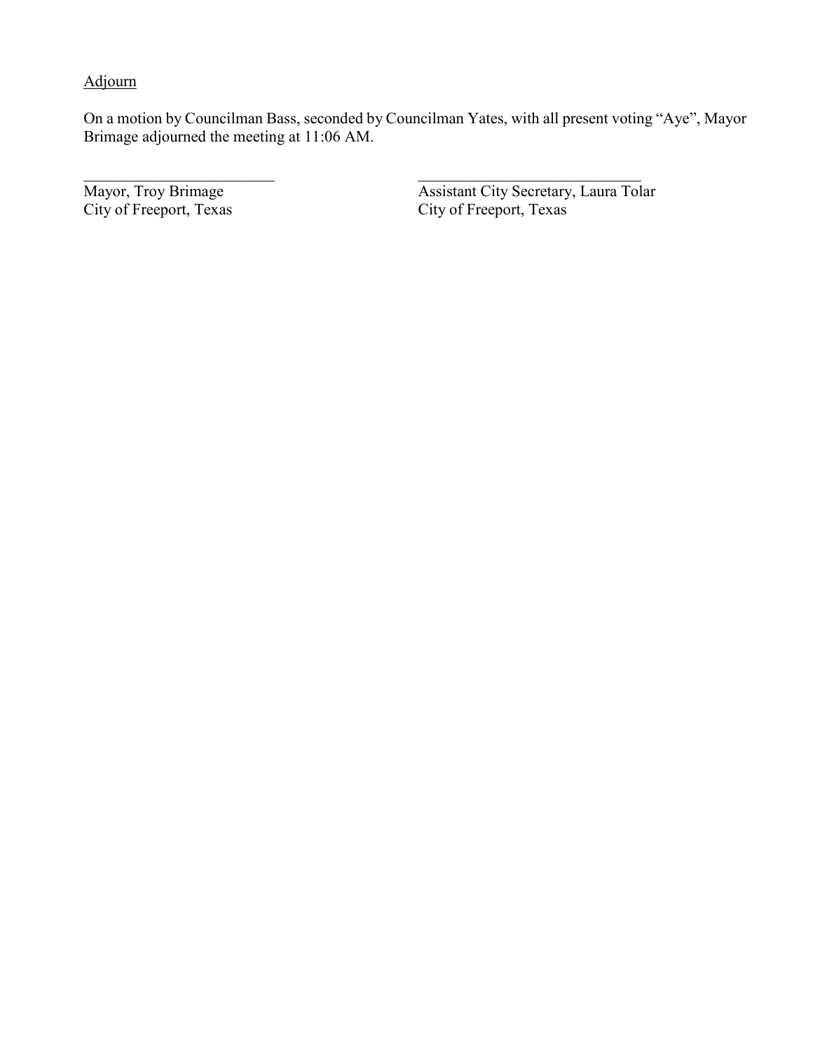<u>Adjourn</u>

On a motion by Councilman Bass, seconded by Councilman Yates, with all present voting "Aye", Mayor Brimage adjourned the meeting at 11:06 AM.

\_\_\_\_\_\_\_\_\_\_\_\_\_\_\_\_\_\_\_\_\_\_\_\_
Mayor, Troy Brimage
City of Freeport, Texas

\_\_\_\_\_\_\_\_\_\_\_\_\_\_\_\_\_\_\_\_\_\_\_\_\_\_\_\_
Assistant City Secretary, Laura Tolar
City of Freeport, Texas